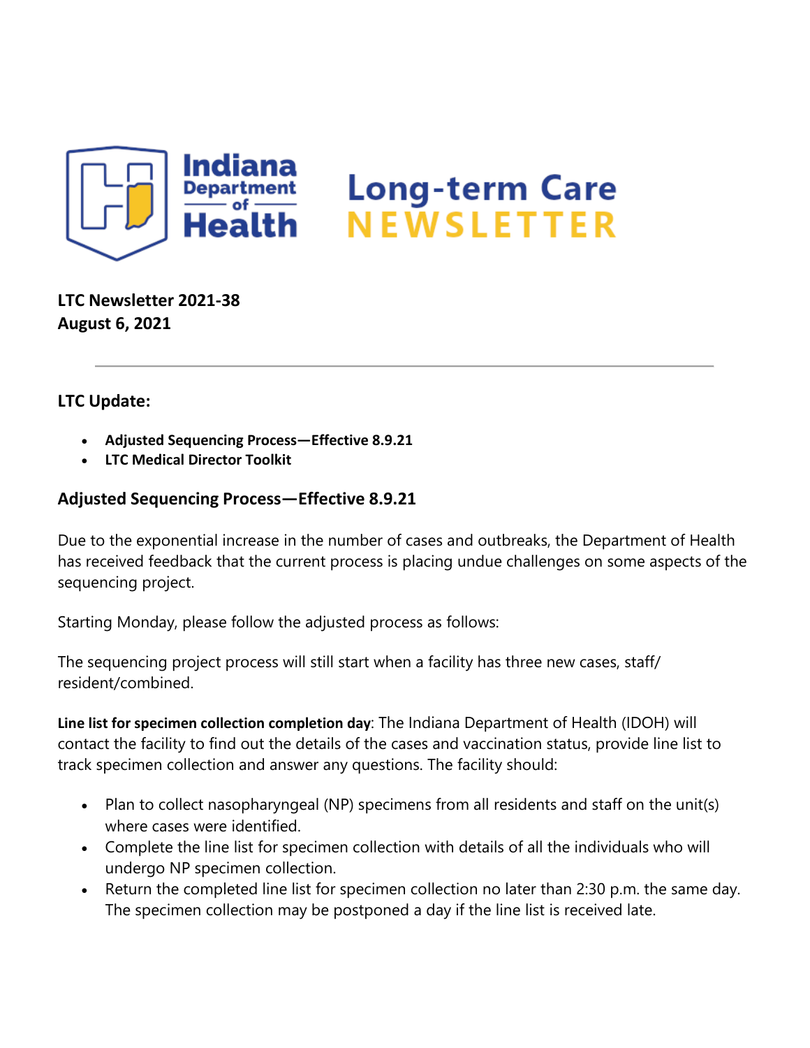# Long-term Care NEWSLETTER

**LTC Newsletter 2021-38**
**August 6, 2021**

---

## LTC Update:

- **Adjusted Sequencing Process—Effective 8.9.21**
- **LTC Medical Director Toolkit**

## Adjusted Sequencing Process—Effective 8.9.21

Due to the exponential increase in the number of cases and outbreaks, the Department of Health has received feedback that the current process is placing undue challenges on some aspects of the sequencing project.

Starting Monday, please follow the adjusted process as follows:

The sequencing project process will still start when a facility has three new cases, staff/ resident/combined.

**Line list for specimen collection completion day**: The Indiana Department of Health (IDOH) will contact the facility to find out the details of the cases and vaccination status, provide line list to track specimen collection and answer any questions. The facility should:

- Plan to collect nasopharyngeal (NP) specimens from all residents and staff on the unit(s) where cases were identified.
- Complete the line list for specimen collection with details of all the individuals who will undergo NP specimen collection.
- Return the completed line list for specimen collection no later than 2:30 p.m. the same day. The specimen collection may be postponed a day if the line list is received late.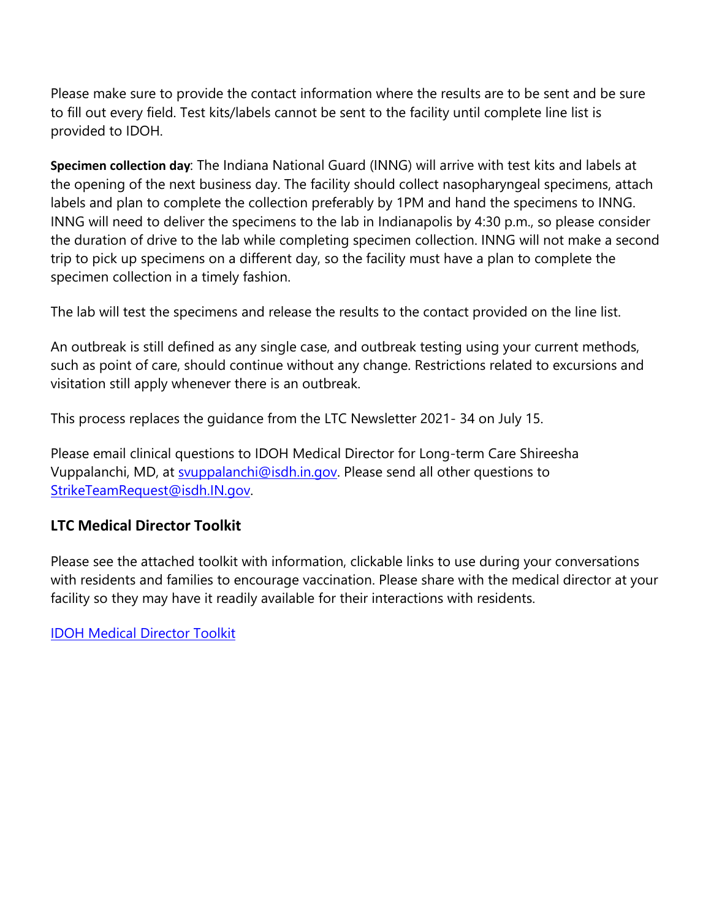Please make sure to provide the contact information where the results are to be sent and be sure to fill out every field. Test kits/labels cannot be sent to the facility until complete line list is provided to IDOH.

**Specimen collection day**: The Indiana National Guard (INNG) will arrive with test kits and labels at the opening of the next business day. The facility should collect nasopharyngeal specimens, attach labels and plan to complete the collection preferably by 1PM and hand the specimens to INNG. INNG will need to deliver the specimens to the lab in Indianapolis by 4:30 p.m., so please consider the duration of drive to the lab while completing specimen collection. INNG will not make a second trip to pick up specimens on a different day, so the facility must have a plan to complete the specimen collection in a timely fashion.

The lab will test the specimens and release the results to the contact provided on the line list.

An outbreak is still defined as any single case, and outbreak testing using your current methods, such as point of care, should continue without any change. Restrictions related to excursions and visitation still apply whenever there is an outbreak.

This process replaces the guidance from the LTC Newsletter 2021- 34 on July 15.

Please email clinical questions to IDOH Medical Director for Long-term Care Shireesha Vuppalanchi, MD, at [svuppalanchi@isdh.in.gov](mailto:svuppalanchi@isdh.in.gov). Please send all other questions to [StrikeTeamRequest@isdh.IN.gov](mailto:StrikeTeamRequest@isdh.IN.gov).

## LTC Medical Director Toolkit

Please see the attached toolkit with information, clickable links to use during your conversations with residents and families to encourage vaccination. Please share with the medical director at your facility so they may have it readily available for their interactions with residents.

IDOH Medical Director Toolkit